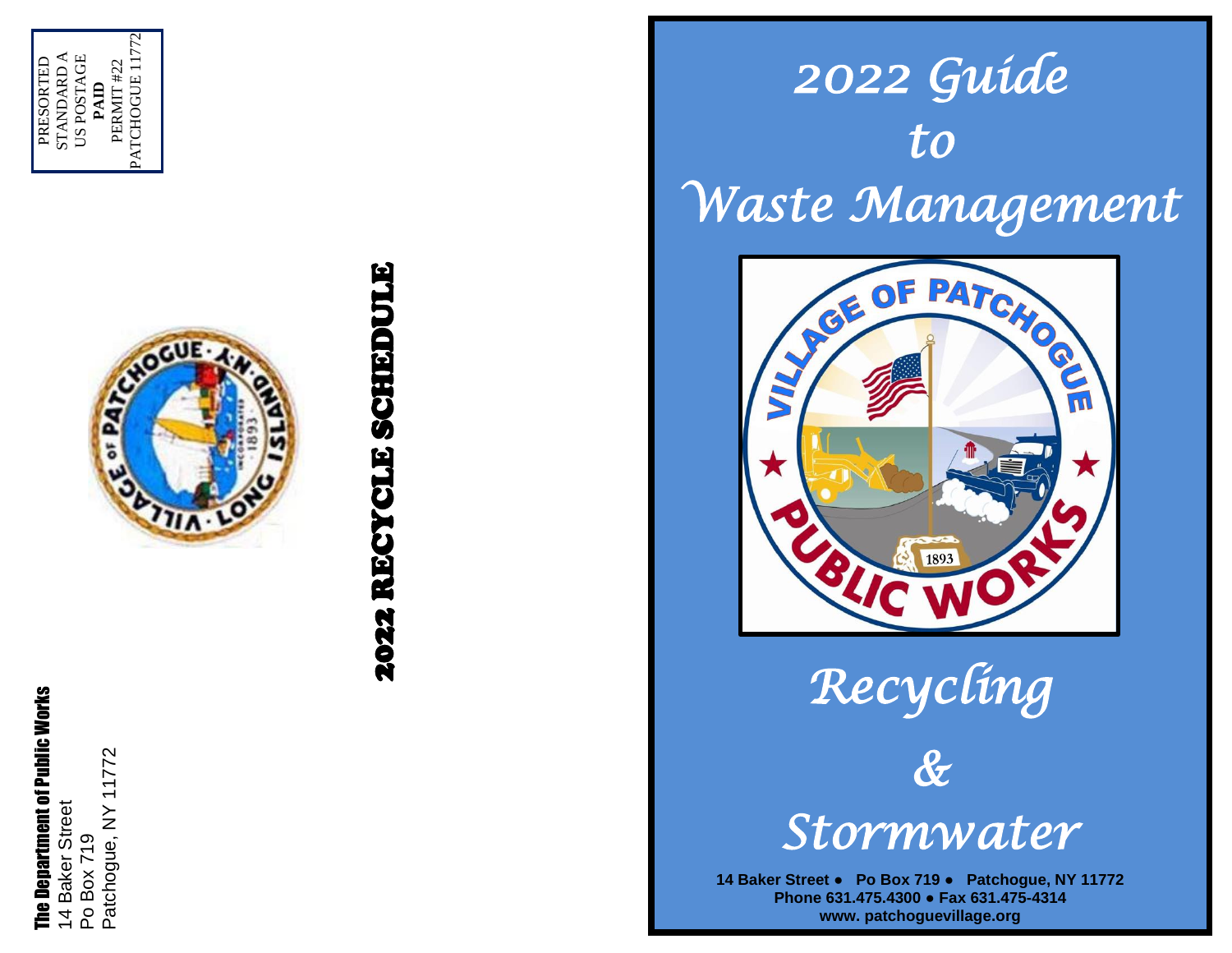PRESORTED
STANDARD A
US POSTAGE
**PAID**
PERMIT #22
PATCHOGUE 11772

**The Department of Public Works**
14 Baker Street
Po Box 719
Patchogue, NY 11772

**2022 RECYCLE SCHEDULE**

# *2022 Guide to Waste Management*

# *Recycling & Stormwater*

**14 Baker Street ● Po Box 719 ● Patchogue, NY 11772**
**Phone 631.475.4300 ● Fax 631.475-4314**
**www. patchoguevillage.org**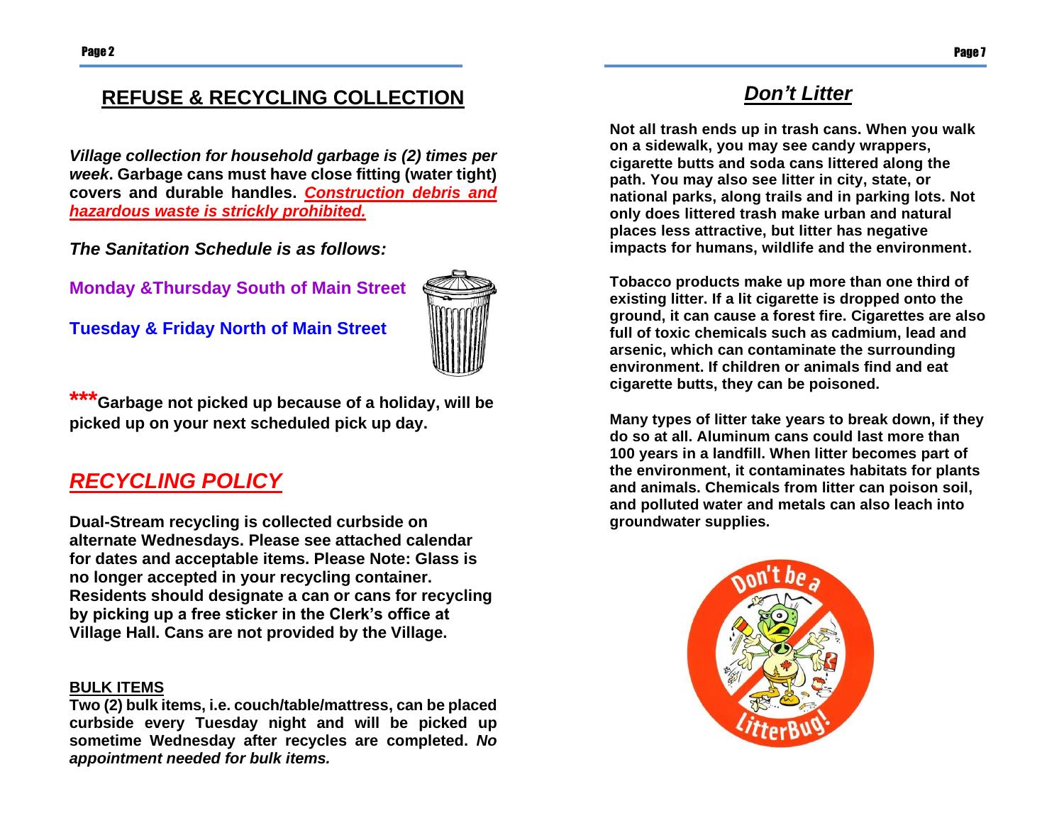## REFUSE & RECYCLING COLLECTION

***Village collection for household garbage is (2) times per week*. Garbage cans must have close fitting (water tight) covers and durable handles. *Construction debris and hazardous waste is strickly prohibited.***

***The Sanitation Schedule is as follows:***

**Monday &Thursday South of Main Street**

**Tuesday & Friday North of Main Street**

*****Garbage not picked up because of a holiday, will be picked up on your next scheduled pick up day.**

## *RECYCLING POLICY*

**Dual-Stream recycling is collected curbside on alternate Wednesdays. Please see attached calendar for dates and acceptable items. Please Note: Glass is no longer accepted in your recycling container. Residents should designate a can or cans for recycling by picking up a free sticker in the Clerk's office at Village Hall. Cans are not provided by the Village.**

**BULK ITEMS**

**Two (2) bulk items, i.e. couch/table/mattress, can be placed curbside every Tuesday night and will be picked up sometime Wednesday after recycles are completed. *No appointment needed for bulk items.***

## *Don't Litter*

**Not all trash ends up in trash cans. When you walk on a sidewalk, you may see candy wrappers, cigarette butts and soda cans littered along the path. You may also see litter in city, state, or national parks, along trails and in parking lots. Not only does littered trash make urban and natural places less attractive, but litter has negative impacts for humans, wildlife and the environment.**

**Tobacco products make up more than one third of existing litter. If a lit cigarette is dropped onto the ground, it can cause a forest fire. Cigarettes are also full of toxic chemicals such as cadmium, lead and arsenic, which can contaminate the surrounding environment. If children or animals find and eat cigarette butts, they can be poisoned.**

**Many types of litter take years to break down, if they do so at all. Aluminum cans could last more than 100 years in a landfill. When litter becomes part of the environment, it contaminates habitats for plants and animals. Chemicals from litter can poison soil, and polluted water and metals can also leach into groundwater supplies.**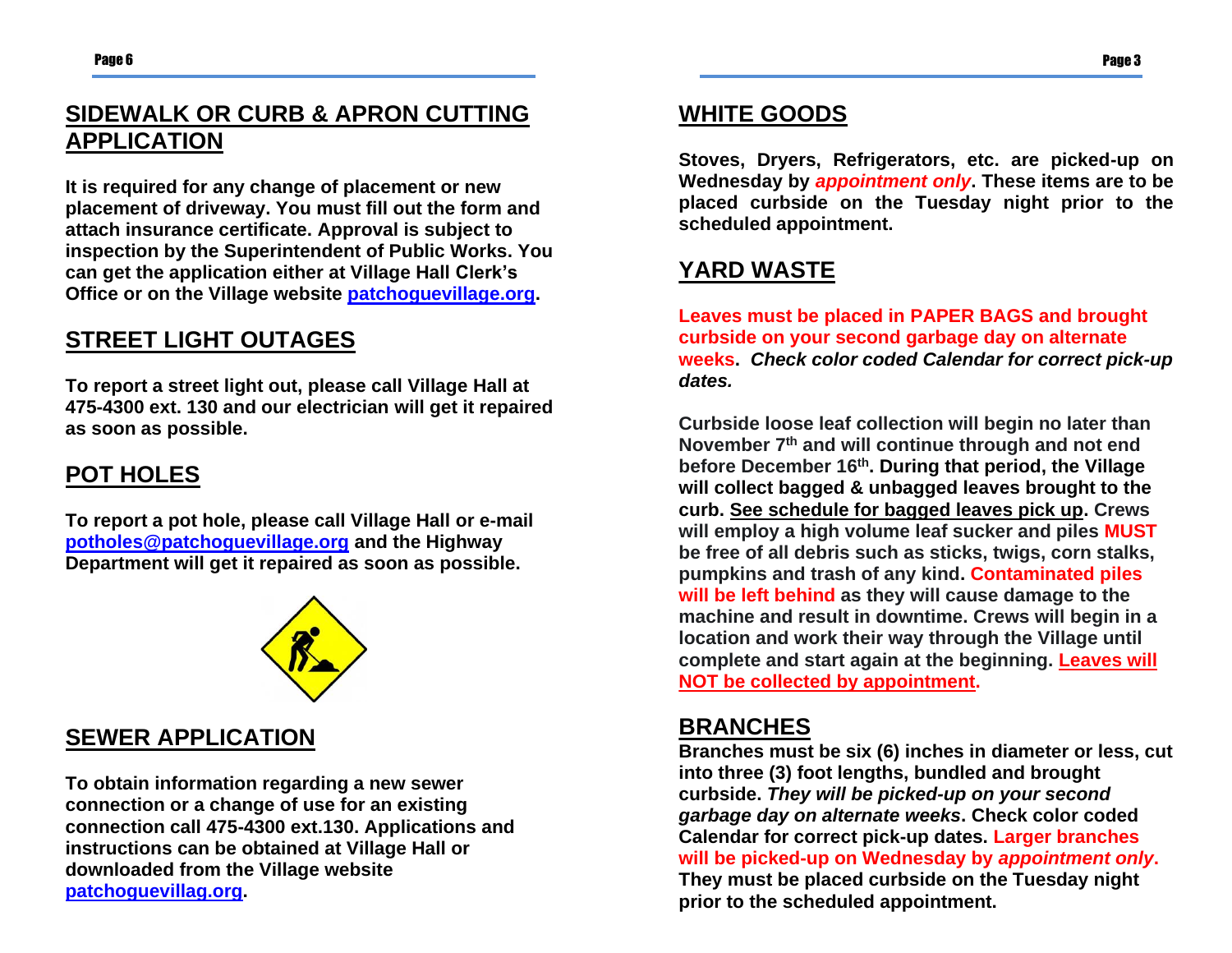## SIDEWALK OR CURB & APRON CUTTING APPLICATION

**It is required for any change of placement or new placement of driveway. You must fill out the form and attach insurance certificate. Approval is subject to inspection by the Superintendent of Public Works. You can get the application either at Village Hall Clerk's Office or on the Village website patchoguevillage.org.**

## STREET LIGHT OUTAGES

**To report a street light out, please call Village Hall at 475-4300 ext. 130 and our electrician will get it repaired as soon as possible.**

## POT HOLES

**To report a pot hole, please call Village Hall or e-mail potholes@patchoguevillage.org and the Highway Department will get it repaired as soon as possible.**

## SEWER APPLICATION

**To obtain information regarding a new sewer connection or a change of use for an existing connection call 475-4300 ext.130. Applications and instructions can be obtained at Village Hall or downloaded from the Village website patchoguevillag.org.**

## WHITE GOODS

**Stoves, Dryers, Refrigerators, etc. are picked-up on Wednesday by *appointment only*. These items are to be placed curbside on the Tuesday night prior to the scheduled appointment.**

## YARD WASTE

**Leaves must be placed in PAPER BAGS and brought curbside on your second garbage day on alternate weeks. *Check color coded Calendar for correct pick-up dates.***

**Curbside loose leaf collection will begin no later than November 7th and will continue through and not end before December 16th. During that period, the Village will collect bagged & unbagged leaves brought to the curb. See schedule for bagged leaves pick up. Crews will employ a high volume leaf sucker and piles MUST be free of all debris such as sticks, twigs, corn stalks, pumpkins and trash of any kind. Contaminated piles will be left behind as they will cause damage to the machine and result in downtime. Crews will begin in a location and work their way through the Village until complete and start again at the beginning. Leaves will NOT be collected by appointment.**

## BRANCHES

**Branches must be six (6) inches in diameter or less, cut into three (3) foot lengths, bundled and brought curbside. *They will be picked-up on your second garbage day on alternate weeks*. Check color coded Calendar for correct pick-up dates. Larger branches will be picked-up on Wednesday by *appointment only*. They must be placed curbside on the Tuesday night prior to the scheduled appointment.**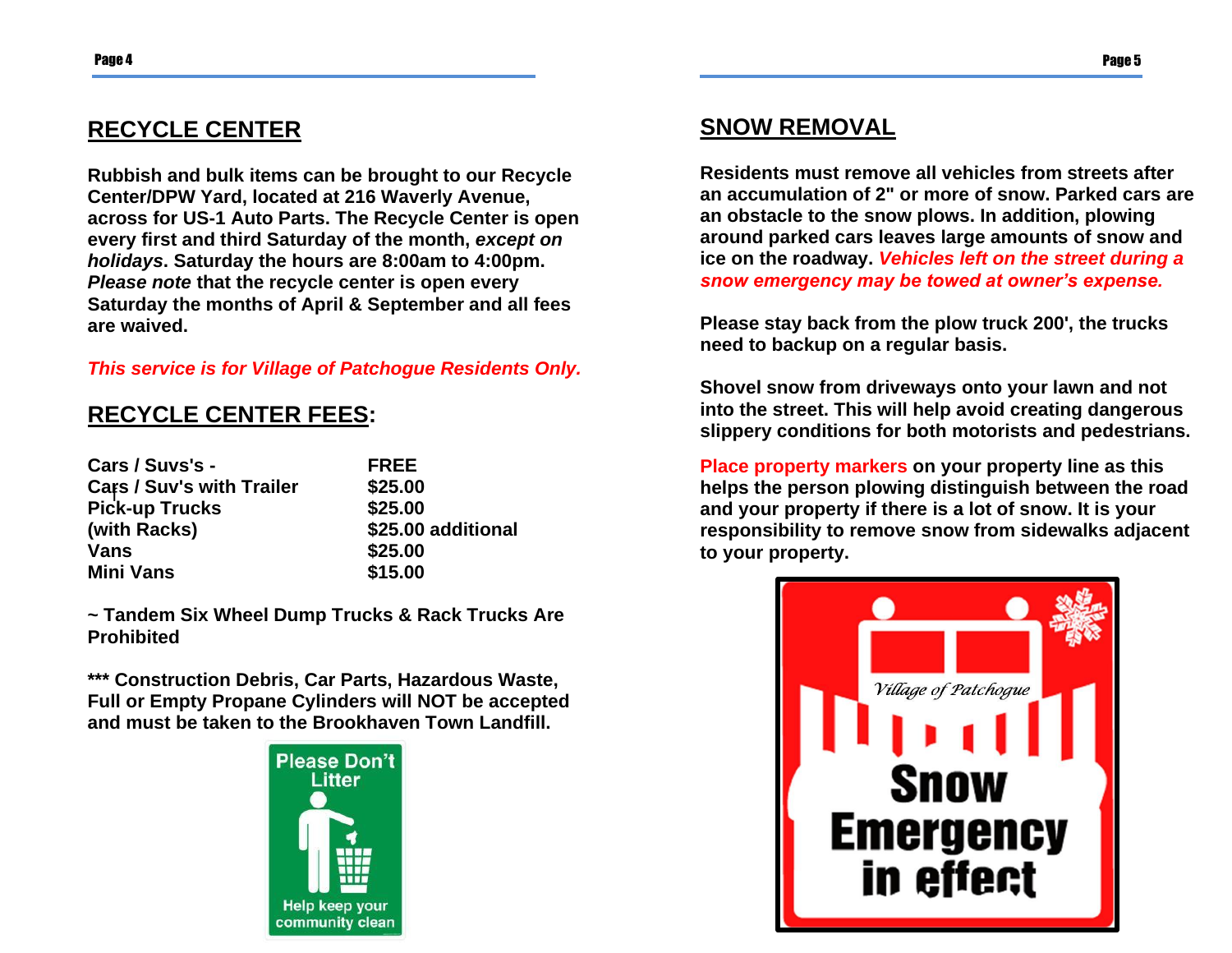## RECYCLE CENTER

**Rubbish and bulk items can be brought to our Recycle Center/DPW Yard, located at 216 Waverly Avenue, across for US-1 Auto Parts. The Recycle Center is open every first and third Saturday of the month, *except on holidays*. Saturday the hours are 8:00am to 4:00pm. *Please note* that the recycle center is open every Saturday the months of April & September and all fees are waived.**

***This service is for Village of Patchogue Residents Only.***

## RECYCLE CENTER FEES:

| | |
|---|---|
| **Cars / Suvs's -** | **FREE** |
| **Cars / Suv's with Trailer** | **$25.00** |
| **Pick-up Trucks** | **$25.00** |
| **(with Racks)** | **$25.00 additional** |
| **Vans** | **$25.00** |
| **Mini Vans** | **$15.00** |

**~ Tandem Six Wheel Dump Trucks & Rack Trucks Are Prohibited**

**\*\*\* Construction Debris, Car Parts, Hazardous Waste, Full or Empty Propane Cylinders will NOT be accepted and must be taken to the Brookhaven Town Landfill.**

Please Don't Litter

Help keep your community clean

## SNOW REMOVAL

**Residents must remove all vehicles from streets after an accumulation of 2" or more of snow. Parked cars are an obstacle to the snow plows. In addition, plowing around parked cars leaves large amounts of snow and ice on the roadway. *Vehicles left on the street during a snow emergency may be towed at owner's expense.***

**Please stay back from the plow truck 200', the trucks need to backup on a regular basis.**

**Shovel snow from driveways onto your lawn and not into the street. This will help avoid creating dangerous slippery conditions for both motorists and pedestrians.**

**Place property markers on your property line as this helps the person plowing distinguish between the road and your property if there is a lot of snow. It is your responsibility to remove snow from sidewalks adjacent to your property.**

Village of Patchogue

Snow Emergency in effect